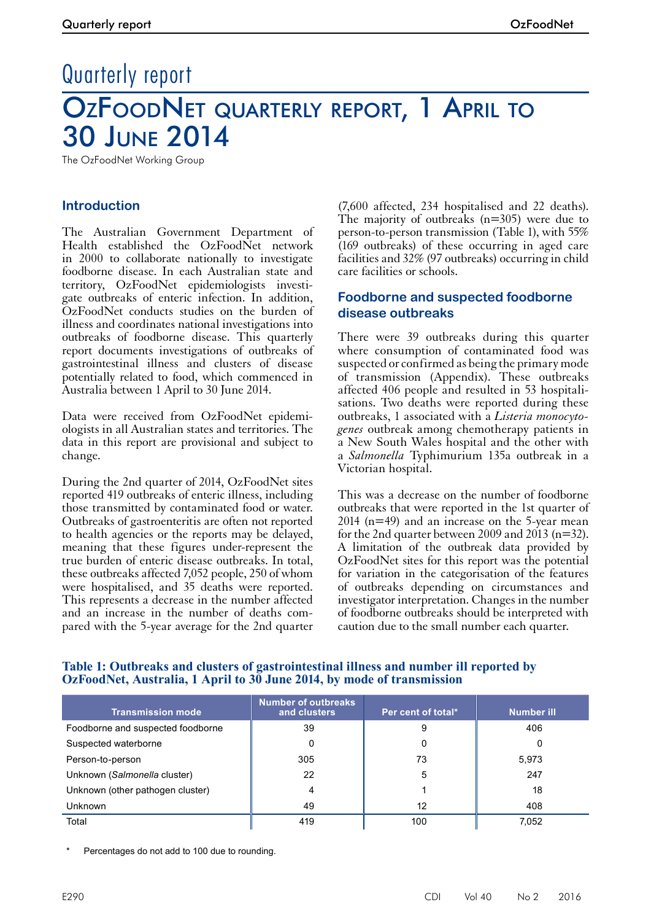Quarterly report

# OzFoodNet quarterly report, 1 April to 30 June 2014

The OzFoodNet Working Group

## Introduction

The Australian Government Department of Health established the OzFoodNet network in 2000 to collaborate nationally to investigate foodborne disease. In each Australian state and territory, OzFoodNet epidemiologists investigate outbreaks of enteric infection. In addition, OzFoodNet conducts studies on the burden of illness and coordinates national investigations into outbreaks of foodborne disease. This quarterly report documents investigations of outbreaks of gastrointestinal illness and clusters of disease potentially related to food, which commenced in Australia between 1 April to 30 June 2014.

Data were received from OzFoodNet epidemiologists in all Australian states and territories. The data in this report are provisional and subject to change.

During the 2nd quarter of 2014, OzFoodNet sites reported 419 outbreaks of enteric illness, including those transmitted by contaminated food or water. Outbreaks of gastroenteritis are often not reported to health agencies or the reports may be delayed, meaning that these figures under-represent the true burden of enteric disease outbreaks. In total, these outbreaks affected 7,052 people, 250 of whom were hospitalised, and 35 deaths were reported. This represents a decrease in the number affected and an increase in the number of deaths compared with the 5-year average for the 2nd quarter (7,600 affected, 234 hospitalised and 22 deaths). The majority of outbreaks (n=305) were due to person-to-person transmission (Table 1), with 55% (169 outbreaks) of these occurring in aged care facilities and 32% (97 outbreaks) occurring in child care facilities or schools.

## Foodborne and suspected foodborne disease outbreaks

There were 39 outbreaks during this quarter where consumption of contaminated food was suspected or confirmed as being the primary mode of transmission (Appendix). These outbreaks affected 406 people and resulted in 53 hospitalisations. Two deaths were reported during these outbreaks, 1 associated with a *Listeria monocytogenes* outbreak among chemotherapy patients in a New South Wales hospital and the other with a *Salmonella* Typhimurium 135a outbreak in a Victorian hospital.

This was a decrease on the number of foodborne outbreaks that were reported in the 1st quarter of 2014 (n=49) and an increase on the 5-year mean for the 2nd quarter between 2009 and 2013 (n=32). A limitation of the outbreak data provided by OzFoodNet sites for this report was the potential for variation in the categorisation of the features of outbreaks depending on circumstances and investigator interpretation. Changes in the number of foodborne outbreaks should be interpreted with caution due to the small number each quarter.

**Table 1: Outbreaks and clusters of gastrointestinal illness and number ill reported by OzFoodNet, Australia, 1 April to 30 June 2014, by mode of transmission**

| Transmission mode | Number of outbreaks and clusters | Per cent of total* | Number ill |
|---|---|---|---|
| Foodborne and suspected foodborne | 39 | 9 | 406 |
| Suspected waterborne | 0 | 0 | 0 |
| Person-to-person | 305 | 73 | 5,973 |
| Unknown (*Salmonella* cluster) | 22 | 5 | 247 |
| Unknown (other pathogen cluster) | 4 | 1 | 18 |
| Unknown | 49 | 12 | 408 |
| Total | 419 | 100 | 7,052 |

\* Percentages do not add to 100 due to rounding.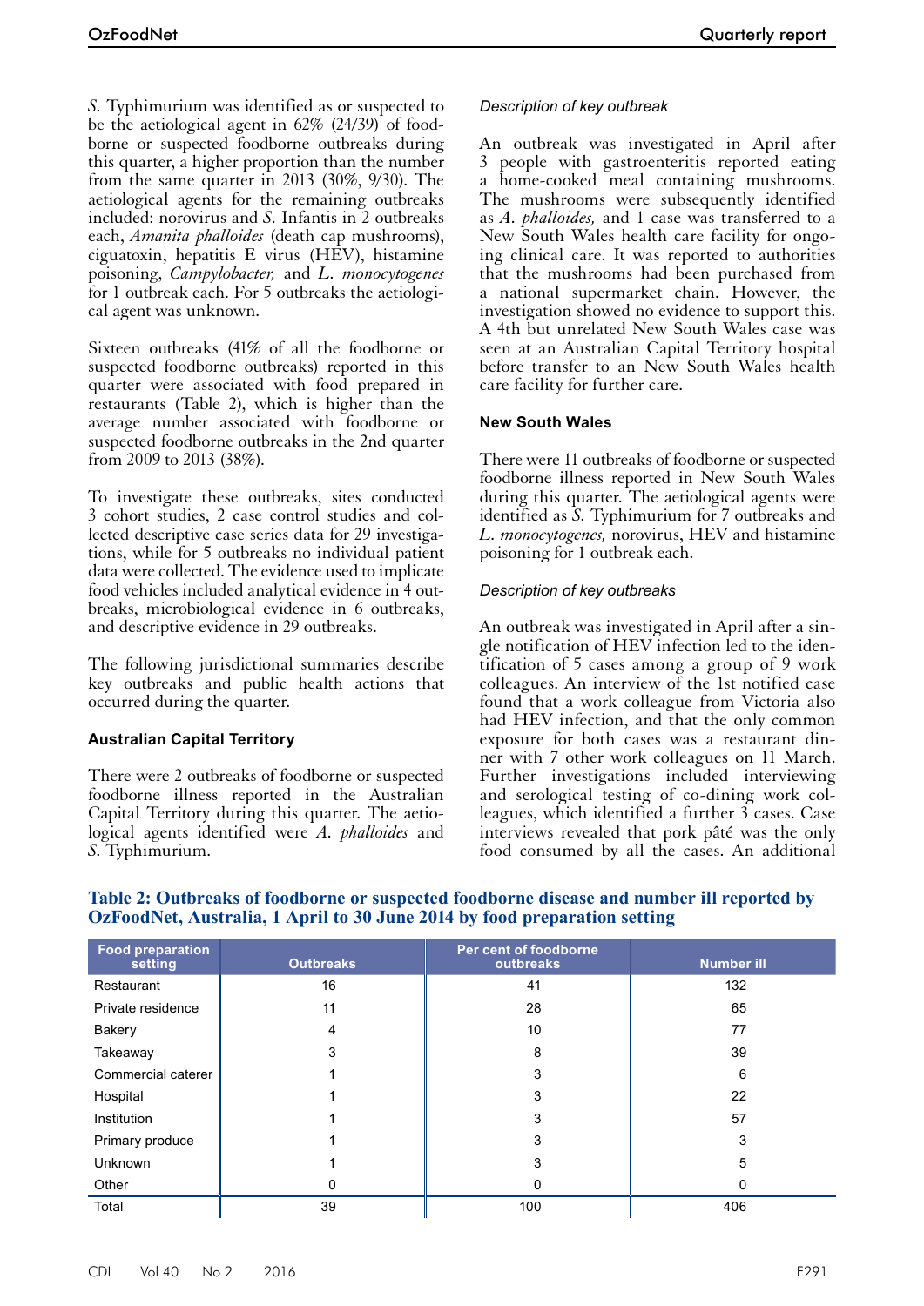*S.* Typhimurium was identified as or suspected to be the aetiological agent in 62% (24/39) of foodborne or suspected foodborne outbreaks during this quarter, a higher proportion than the number from the same quarter in 2013 (30%, 9/30). The aetiological agents for the remaining outbreaks included: norovirus and *S.* Infantis in 2 outbreaks each, *Amanita phalloides* (death cap mushrooms), ciguatoxin, hepatitis E virus (HEV), histamine poisoning, *Campylobacter,* and *L. monocytogenes* for 1 outbreak each. For 5 outbreaks the aetiological agent was unknown.

Sixteen outbreaks (41% of all the foodborne or suspected foodborne outbreaks) reported in this quarter were associated with food prepared in restaurants (Table 2), which is higher than the average number associated with foodborne or suspected foodborne outbreaks in the 2nd quarter from 2009 to 2013 (38%).

To investigate these outbreaks, sites conducted 3 cohort studies, 2 case control studies and collected descriptive case series data for 29 investigations, while for 5 outbreaks no individual patient data were collected. The evidence used to implicate food vehicles included analytical evidence in 4 outbreaks, microbiological evidence in 6 outbreaks, and descriptive evidence in 29 outbreaks.

The following jurisdictional summaries describe key outbreaks and public health actions that occurred during the quarter.

### Australian Capital Territory

There were 2 outbreaks of foodborne or suspected foodborne illness reported in the Australian Capital Territory during this quarter. The aetiological agents identified were *A. phalloides* and *S.* Typhimurium.

#### *Description of key outbreak*

An outbreak was investigated in April after 3 people with gastroenteritis reported eating a home-cooked meal containing mushrooms. The mushrooms were subsequently identified as *A. phalloides,* and 1 case was transferred to a New South Wales health care facility for ongoing clinical care. It was reported to authorities that the mushrooms had been purchased from a national supermarket chain. However, the investigation showed no evidence to support this. A 4th but unrelated New South Wales case was seen at an Australian Capital Territory hospital before transfer to an New South Wales health care facility for further care.

### New South Wales

There were 11 outbreaks of foodborne or suspected foodborne illness reported in New South Wales during this quarter. The aetiological agents were identified as *S.* Typhimurium for 7 outbreaks and *L. monocytogenes,* norovirus, HEV and histamine poisoning for 1 outbreak each.

#### *Description of key outbreaks*

An outbreak was investigated in April after a single notification of HEV infection led to the identification of 5 cases among a group of 9 work colleagues. An interview of the 1st notified case found that a work colleague from Victoria also had HEV infection, and that the only common exposure for both cases was a restaurant dinner with 7 other work colleagues on 11 March. Further investigations included interviewing and serological testing of co-dining work colleagues, which identified a further 3 cases. Case interviews revealed that pork pâté was the only food consumed by all the cases. An additional

**Table 2: Outbreaks of foodborne or suspected foodborne disease and number ill reported by OzFoodNet, Australia, 1 April to 30 June 2014 by food preparation setting**

| Food preparation setting | Outbreaks | Per cent of foodborne outbreaks | Number ill |
|---|---|---|---|
| Restaurant | 16 | 41 | 132 |
| Private residence | 11 | 28 | 65 |
| Bakery | 4 | 10 | 77 |
| Takeaway | 3 | 8 | 39 |
| Commercial caterer | 1 | 3 | 6 |
| Hospital | 1 | 3 | 22 |
| Institution | 1 | 3 | 57 |
| Primary produce | 1 | 3 | 3 |
| Unknown | 1 | 3 | 5 |
| Other | 0 | 0 | 0 |
| Total | 39 | 100 | 406 |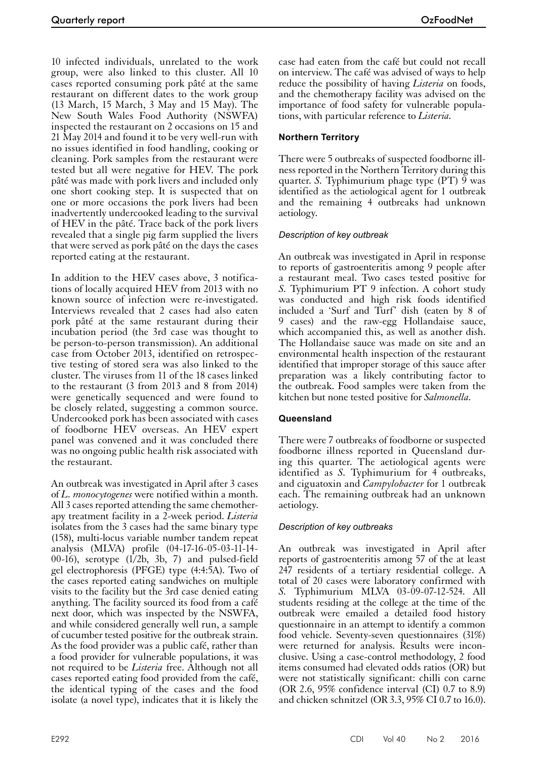10 infected individuals, unrelated to the work group, were also linked to this cluster. All 10 cases reported consuming pork pâté at the same restaurant on different dates to the work group (13 March, 15 March, 3 May and 15 May). The New South Wales Food Authority (NSWFA) inspected the restaurant on 2 occasions on 15 and 21 May 2014 and found it to be very well-run with no issues identified in food handling, cooking or cleaning. Pork samples from the restaurant were tested but all were negative for HEV. The pork pâté was made with pork livers and included only one short cooking step. It is suspected that on one or more occasions the pork livers had been inadvertently undercooked leading to the survival of HEV in the pâté. Trace back of the pork livers revealed that a single pig farm supplied the livers that were served as pork pâté on the days the cases reported eating at the restaurant.

In addition to the HEV cases above, 3 notifications of locally acquired HEV from 2013 with no known source of infection were re-investigated. Interviews revealed that 2 cases had also eaten pork pâté at the same restaurant during their incubation period (the 3rd case was thought to be person-to-person transmission). An additional case from October 2013, identified on retrospective testing of stored sera was also linked to the cluster. The viruses from 11 of the 18 cases linked to the restaurant (3 from 2013 and 8 from 2014) were genetically sequenced and were found to be closely related, suggesting a common source. Undercooked pork has been associated with cases of foodborne HEV overseas. An HEV expert panel was convened and it was concluded there was no ongoing public health risk associated with the restaurant.

An outbreak was investigated in April after 3 cases of *L. monocytogenes* were notified within a month. All 3 cases reported attending the same chemotherapy treatment facility in a 2-week period. *Listeria* isolates from the 3 cases had the same binary type (158), multi-locus variable number tandem repeat analysis (MLVA) profile (04-17-16-05-03-11-14-00-16), serotype (1/2b, 3b, 7) and pulsed-field gel electrophoresis (PFGE) type (4:4:5A). Two of the cases reported eating sandwiches on multiple visits to the facility but the 3rd case denied eating anything. The facility sourced its food from a café next door, which was inspected by the NSWFA, and while considered generally well run, a sample of cucumber tested positive for the outbreak strain. As the food provider was a public café, rather than a food provider for vulnerable populations, it was not required to be *Listeria* free. Although not all cases reported eating food provided from the café, the identical typing of the cases and the food isolate (a novel type), indicates that it is likely the case had eaten from the café but could not recall on interview. The café was advised of ways to help reduce the possibility of having *Listeria* on foods, and the chemotherapy facility was advised on the importance of food safety for vulnerable populations, with particular reference to *Listeria*.

### Northern Territory

There were 5 outbreaks of suspected foodborne illness reported in the Northern Territory during this quarter. *S.* Typhimurium phage type (PT) 9 was identified as the aetiological agent for 1 outbreak and the remaining 4 outbreaks had unknown aetiology.

#### *Description of key outbreak*

An outbreak was investigated in April in response to reports of gastroenteritis among 9 people after a restaurant meal. Two cases tested positive for *S.* Typhimurium PT 9 infection. A cohort study was conducted and high risk foods identified included a 'Surf and Turf' dish (eaten by 8 of 9 cases) and the raw-egg Hollandaise sauce, which accompanied this, as well as another dish. The Hollandaise sauce was made on site and an environmental health inspection of the restaurant identified that improper storage of this sauce after preparation was a likely contributing factor to the outbreak. Food samples were taken from the kitchen but none tested positive for *Salmonella*.

### Queensland

There were 7 outbreaks of foodborne or suspected foodborne illness reported in Queensland during this quarter. The aetiological agents were identified as *S.* Typhimurium for 4 outbreaks, and ciguatoxin and *Campylobacter* for 1 outbreak each. The remaining outbreak had an unknown aetiology.

#### *Description of key outbreaks*

An outbreak was investigated in April after reports of gastroenteritis among 57 of the at least 247 residents of a tertiary residential college. A total of 20 cases were laboratory confirmed with *S.* Typhimurium MLVA 03-09-07-12-524. All students residing at the college at the time of the outbreak were emailed a detailed food history questionnaire in an attempt to identify a common food vehicle. Seventy-seven questionnaires (31%) were returned for analysis. Results were inconclusive. Using a case-control methodology, 2 food items consumed had elevated odds ratios (OR) but were not statistically significant: chilli con carne (OR 2.6, 95% confidence interval (CI) 0.7 to 8.9) and chicken schnitzel (OR 3.3, 95% CI 0.7 to 16.0).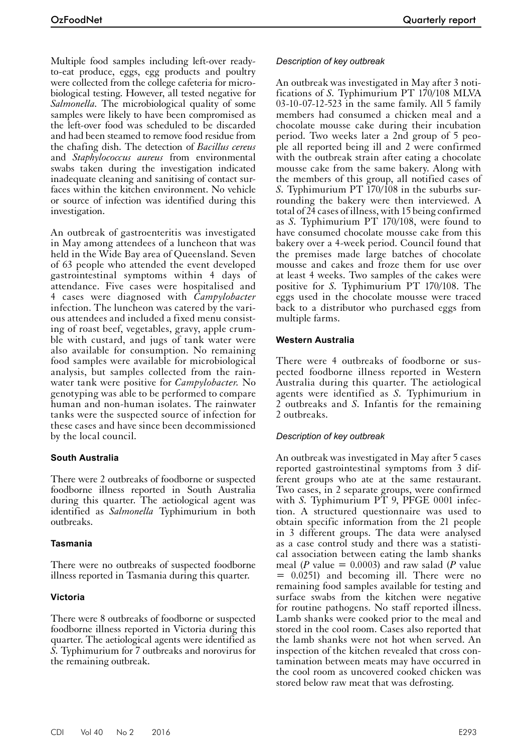Multiple food samples including left-over ready-to-eat produce, eggs, egg products and poultry were collected from the college cafeteria for microbiological testing. However, all tested negative for *Salmonella*. The microbiological quality of some samples were likely to have been compromised as the left-over food was scheduled to be discarded and had been steamed to remove food residue from the chafing dish. The detection of *Bacillus cereus* and *Staphylococcus aureus* from environmental swabs taken during the investigation indicated inadequate cleaning and sanitising of contact surfaces within the kitchen environment. No vehicle or source of infection was identified during this investigation.

An outbreak of gastroenteritis was investigated in May among attendees of a luncheon that was held in the Wide Bay area of Queensland. Seven of 63 people who attended the event developed gastrointestinal symptoms within 4 days of attendance. Five cases were hospitalised and 4 cases were diagnosed with *Campylobacter* infection. The luncheon was catered by the various attendees and included a fixed menu consisting of roast beef, vegetables, gravy, apple crumble with custard, and jugs of tank water were also available for consumption. No remaining food samples were available for microbiological analysis, but samples collected from the rainwater tank were positive for *Campylobacter*. No genotyping was able to be performed to compare human and non-human isolates. The rainwater tanks were the suspected source of infection for these cases and have since been decommissioned by the local council.

### South Australia

There were 2 outbreaks of foodborne or suspected foodborne illness reported in South Australia during this quarter. The aetiological agent was identified as *Salmonella* Typhimurium in both outbreaks.

### Tasmania

There were no outbreaks of suspected foodborne illness reported in Tasmania during this quarter.

### Victoria

There were 8 outbreaks of foodborne or suspected foodborne illness reported in Victoria during this quarter. The aetiological agents were identified as *S.* Typhimurium for 7 outbreaks and norovirus for the remaining outbreak.

#### *Description of key outbreak*

An outbreak was investigated in May after 3 notifications of *S.* Typhimurium PT 170/108 MLVA 03-10-07-12-523 in the same family. All 5 family members had consumed a chicken meal and a chocolate mousse cake during their incubation period. Two weeks later a 2nd group of 5 people all reported being ill and 2 were confirmed with the outbreak strain after eating a chocolate mousse cake from the same bakery. Along with the members of this group, all notified cases of *S.* Typhimurium PT 170/108 in the suburbs surrounding the bakery were then interviewed. A total of 24 cases of illness, with 15 being confirmed as *S.* Typhimurium PT 170/108, were found to have consumed chocolate mousse cake from this bakery over a 4-week period. Council found that the premises made large batches of chocolate mousse and cakes and froze them for use over at least 4 weeks. Two samples of the cakes were positive for *S.* Typhimurium PT 170/108. The eggs used in the chocolate mousse were traced back to a distributor who purchased eggs from multiple farms.

### Western Australia

There were 4 outbreaks of foodborne or suspected foodborne illness reported in Western Australia during this quarter. The aetiological agents were identified as *S.* Typhimurium in 2 outbreaks and *S.* Infantis for the remaining 2 outbreaks.

#### *Description of key outbreak*

An outbreak was investigated in May after 5 cases reported gastrointestinal symptoms from 3 different groups who ate at the same restaurant. Two cases, in 2 separate groups, were confirmed with *S.* Typhimurium PT 9, PFGE 0001 infection. A structured questionnaire was used to obtain specific information from the 21 people in 3 different groups. The data were analysed as a case control study and there was a statistical association between eating the lamb shanks meal ($P$ value $= 0.0003$) and raw salad ($P$ value $= 0.0251$) and becoming ill. There were no remaining food samples available for testing and surface swabs from the kitchen were negative for routine pathogens. No staff reported illness. Lamb shanks were cooked prior to the meal and stored in the cool room. Cases also reported that the lamb shanks were not hot when served. An inspection of the kitchen revealed that cross contamination between meats may have occurred in the cool room as uncovered cooked chicken was stored below raw meat that was defrosting.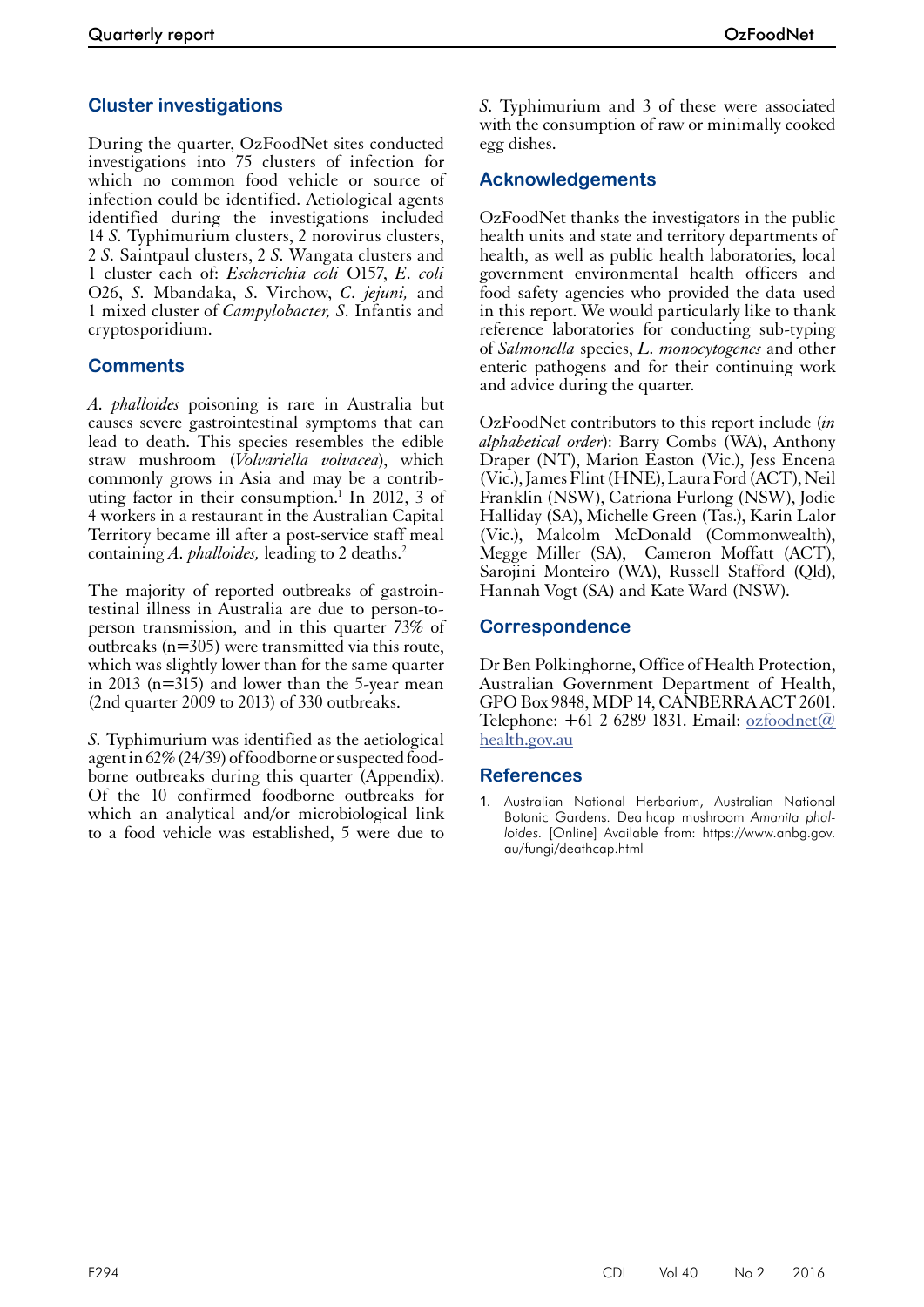## Cluster investigations

During the quarter, OzFoodNet sites conducted investigations into 75 clusters of infection for which no common food vehicle or source of infection could be identified. Aetiological agents identified during the investigations included 14 *S.* Typhimurium clusters, 2 norovirus clusters, 2 *S.* Saintpaul clusters, 2 *S.* Wangata clusters and 1 cluster each of: *Escherichia coli* O157, *E. coli* O26, *S.* Mbandaka, *S.* Virchow, *C. jejuni,* and 1 mixed cluster of *Campylobacter, S.* Infantis and cryptosporidium.

## Comments

*A. phalloides* poisoning is rare in Australia but causes severe gastrointestinal symptoms that can lead to death. This species resembles the edible straw mushroom (*Volvariella volvacea*), which commonly grows in Asia and may be a contributing factor in their consumption.[1] In 2012, 3 of 4 workers in a restaurant in the Australian Capital Territory became ill after a post-service staff meal containing *A. phalloides,* leading to 2 deaths.[2]

The majority of reported outbreaks of gastrointestinal illness in Australia are due to person-to-person transmission, and in this quarter 73% of outbreaks (n=305) were transmitted via this route, which was slightly lower than for the same quarter in 2013 (n=315) and lower than the 5-year mean (2nd quarter 2009 to 2013) of 330 outbreaks.

*S.* Typhimurium was identified as the aetiological agent in 62% (24/39) of foodborne or suspected foodborne outbreaks during this quarter (Appendix). Of the 10 confirmed foodborne outbreaks for which an analytical and/or microbiological link to a food vehicle was established, 5 were due to *S.* Typhimurium and 3 of these were associated with the consumption of raw or minimally cooked egg dishes.

## Acknowledgements

OzFoodNet thanks the investigators in the public health units and state and territory departments of health, as well as public health laboratories, local government environmental health officers and food safety agencies who provided the data used in this report. We would particularly like to thank reference laboratories for conducting sub-typing of *Salmonella* species, *L. monocytogenes* and other enteric pathogens and for their continuing work and advice during the quarter.

OzFoodNet contributors to this report include (*in alphabetical order*): Barry Combs (WA), Anthony Draper (NT), Marion Easton (Vic.), Jess Encena (Vic.), James Flint (HNE), Laura Ford (ACT), Neil Franklin (NSW), Catriona Furlong (NSW), Jodie Halliday (SA), Michelle Green (Tas.), Karin Lalor (Vic.), Malcolm McDonald (Commonwealth), Megge Miller (SA), Cameron Moffatt (ACT), Sarojini Monteiro (WA), Russell Stafford (Qld), Hannah Vogt (SA) and Kate Ward (NSW).

## Correspondence

Dr Ben Polkinghorne, Office of Health Protection, Australian Government Department of Health, GPO Box 9848, MDP 14, CANBERRA ACT 2601. Telephone: +61 2 6289 1831. Email: ozfoodnet@health.gov.au

## References

1. Australian National Herbarium, Australian National Botanic Gardens. Deathcap mushroom *Amanita phalloides.* [Online] Available from: https://www.anbg.gov.au/fungi/deathcap.html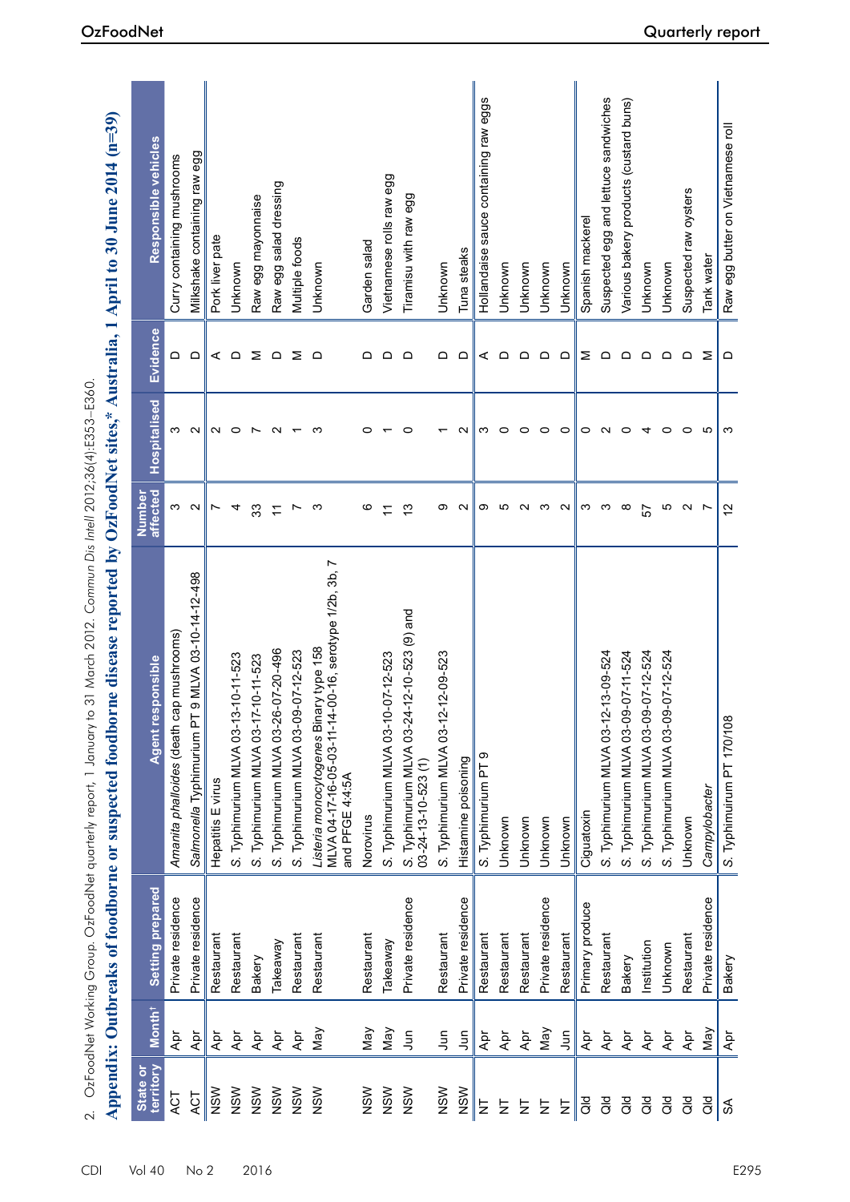2. OzFoodNet Working Group. OzFoodNet quarterly report, 1 January to 31 March 2012. *Commun Dis Intell* 2012;36(4):E353–E360.

## Appendix: Outbreaks of foodborne or suspected foodborne disease reported by OzFoodNet sites,* Australia, 1 April to 30 June 2014 (n=39)

| State or territory | Month† | Setting prepared | Agent responsible | Number affected | Hospitalised | Evidence | Responsible vehicles |
|---|---|---|---|---|---|---|---|
| ACT | Apr | Private residence | *Amanita phalloides* (death cap mushrooms) | 3 | 3 | D | Curry containing mushrooms |
| ACT | Apr | Private residence | *Salmonella* Typhimurium PT 9 MLVA 03-10-14-12-498 | 2 | 2 | D | Milkshake containing raw egg |
| NSW | Apr | Restaurant | Hepatitis E virus | 7 | 2 | A | Pork liver pate |
| NSW | Apr | Restaurant | S. Typhimurium MLVA 03-13-10-11-523 | 4 | 0 | D | Unknown |
| NSW | Apr | Bakery | S. Typhimurium MLVA 03-17-10-11-523 | 33 | 7 | M | Raw egg mayonnaise |
| NSW | Apr | Takeaway | S. Typhimurium MLVA 03-26-07-20-496 | 11 | 2 | D | Raw egg salad dressing |
| NSW | Apr | Restaurant | S. Typhimurium MLVA 03-09-07-12-523 | 7 | 1 | M | Multiple foods |
| NSW | May | Restaurant | *Listeria monocytogenes* Binary type 158 MLVA 04-17-16-05-03-11-14-00-16, serotype 1/2b, 3b, 7 and PFGE 4:4:5A | 3 | 3 | D | Unknown |
| NSW | May | Restaurant | Norovirus | 6 | 0 | D | Garden salad |
| NSW | May | Takeaway | S. Typhimurium MLVA 03-10-07-12-523 | 11 | 1 | D | Vietnamese rolls raw egg |
| NSW | Jun | Private residence | S. Typhimurium MLVA 03-24-12-10-523 (9) and 03-24-13-10-523 (1) | 13 | 0 | D | Tiramisu with raw egg |
| NSW | Jun | Restaurant | S. Typhimurium MLVA 03-12-12-09-523 | 9 | 1 | D | Unknown |
| NSW | Jun | Private residence | Histamine poisoning | 2 | 2 | D | Tuna steaks |
| NT | Apr | Restaurant | S. Typhimurium PT 9 | 9 | 3 | A | Hollandaise sauce containing raw eggs |
| NT | Apr | Restaurant | Unknown | 5 | 0 | D | Unknown |
| NT | Apr | Restaurant | Unknown | 2 | 0 | D | Unknown |
| NT | May | Private residence | Unknown | 3 | 0 | D | Unknown |
| NT | Jun | Restaurant | Unknown | 2 | 0 | D | Unknown |
| Qld | Apr | Primary produce | Ciguatoxin | 3 | 0 | M | Spanish mackerel |
| Qld | Apr | Restaurant | S. Typhimurium MLVA 03-12-13-09-524 | 3 | 2 | D | Suspected egg and lettuce sandwiches |
| Qld | Apr | Bakery | S. Typhimurium MLVA 03-09-07-11-524 | 8 | 0 | D | Various bakery products (custard buns) |
| Qld | Apr | Institution | S. Typhimurium MLVA 03-09-07-12-524 | 57 | 4 | D | Unknown |
| Qld | Apr | Unknown | S. Typhimurium MLVA 03-09-07-12-524 | 5 | 0 | D | Unknown |
| Qld | Apr | Restaurant | Unknown | 2 | 0 | D | Suspected raw oysters |
| Qld | May | Private residence | *Campylobacter* | 7 | 5 | M | Tank water |
| SA | Apr | Bakery | S. Typhimurium PT 170/108 | 12 | 3 | D | Raw egg butter on Vietnamese roll |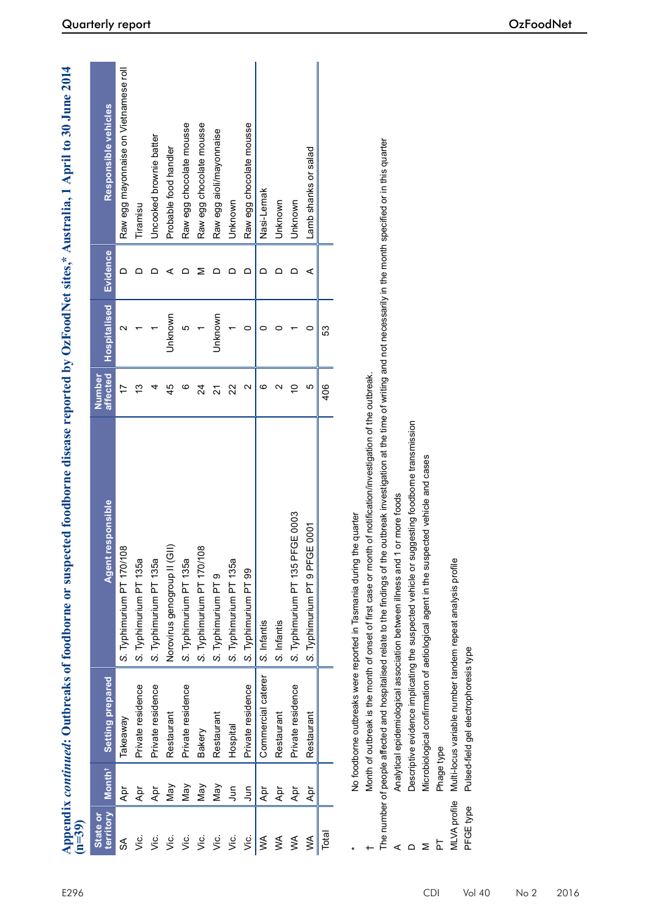## Appendix *continued*: Outbreaks of foodborne or suspected foodborne disease reported by OzFoodNet sites,* Australia, 1 April to 30 June 2014 (n=39)

| State or territory | Month† | Setting prepared | Agent responsible | Number affected | Hospitalised | Evidence | Responsible vehicles |
|---|---|---|---|---|---|---|---|
| SA | Apr | Takeaway | S. Typhimurium PT 170/108 | 17 | 2 | D | Raw egg mayonnaise on Vietnamese roll |
| Vic. | Apr | Private residence | S. Typhimurium PT 135a | 13 | 1 | D | Tiramisu |
| Vic. | Apr | Private residence | S. Typhimurium PT 135a | 4 | 1 | D | Uncooked brownie batter |
| Vic. | May | Restaurant | Norovirus genogroup II (GII) | 45 | Unknown | A | Probable food handler |
| Vic. | May | Private residence | S. Typhimurium PT 135a | 6 | 5 | D | Raw egg chocolate mousse |
| Vic. | May | Bakery | S. Typhimurium PT 170/108 | 24 | 1 | M | Raw egg chocolate mousse |
| Vic. | May | Restaurant | S. Typhimurium PT 9 | 21 | Unknown | D | Raw egg aioli/mayonnaise |
| Vic. | Jun | Hospital | S. Typhimurium PT 135a | 22 | 1 | D | Unknown |
| Vic. | Jun | Private residence | S. Typhimurium PT 99 | 2 | 0 | D | Raw egg chocolate mousse |
| WA | Apr | Commercial caterer | S. Infantis | 6 | 0 | D | Nasi-Lemak |
| WA | Apr | Restaurant | S. Infantis | 2 | 0 | D | Unknown |
| WA | Apr | Private residence | S. Typhimurium PT 135 PFGE 0003 | 10 | 1 | D | Unknown |
| WA | Apr | Restaurant | S. Typhimurium PT 9 PFGE 0001 | 5 | 0 | A | Lamb shanks or salad |
| Total | | | | 406 | 53 | | |

\* No foodborne outbreaks were reported in Tasmania during the quarter

† Month of outbreak is the month of onset of first case or month of notification/investigation of the outbreak.

The number of people affected and hospitalised relate to the findings of the outbreak investigation at the time of writing and not necessarily in the month specified or in this quarter

A Analytical epidemiological association between illness and 1 or more foods

D Descriptive evidence implicating the suspected vehicle or suggesting foodborne transmission

M Microbiological confirmation of aetiological agent in the suspected vehicle and cases

PT Phage type

MLVA profile Multi-locus variable number tandem repeat analysis profile

PFGE type Pulsed-field gel electrophoresis type